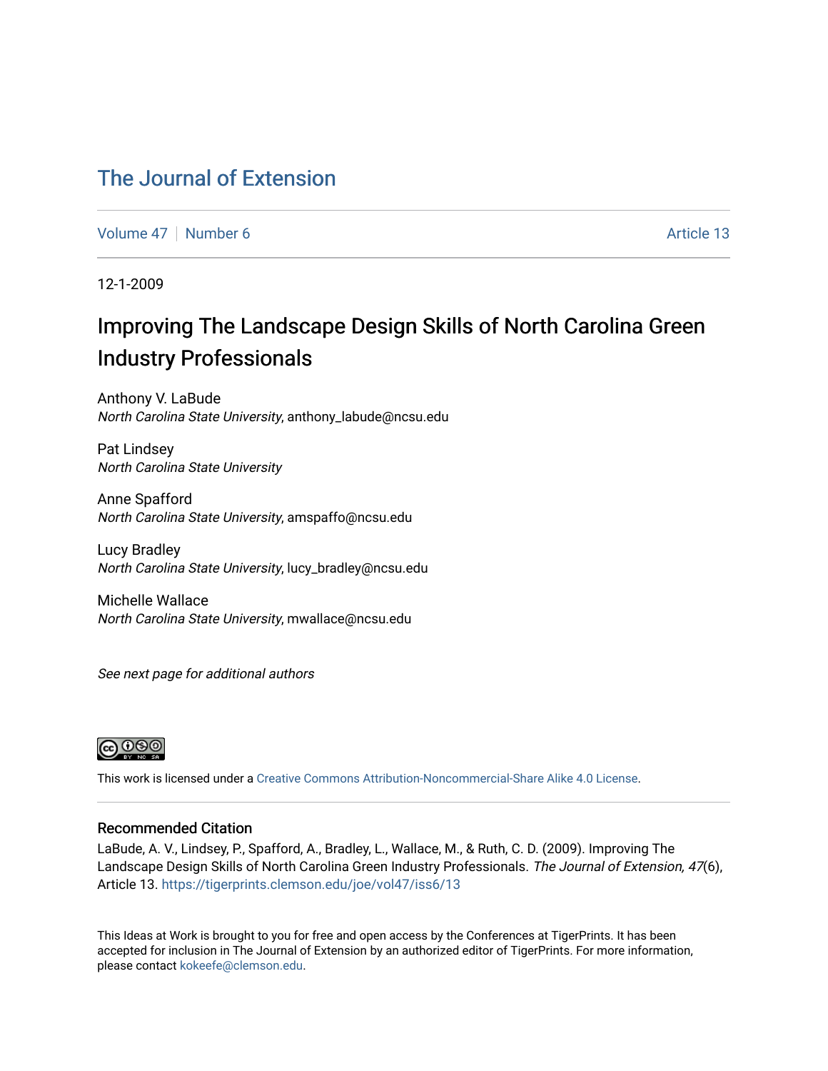# The Journal of Extension

Volume 47 | Number 6 | Article 13

12-1-2009

## Improving The Landscape Design Skills of North Carolina Green Industry Professionals

Anthony V. LaBude
*North Carolina State University*, anthony_labude@ncsu.edu

Pat Lindsey
*North Carolina State University*

Anne Spafford
*North Carolina State University*, amspaffo@ncsu.edu

Lucy Bradley
*North Carolina State University*, lucy_bradley@ncsu.edu

Michelle Wallace
*North Carolina State University*, mwallace@ncsu.edu

*See next page for additional authors*

This work is licensed under a Creative Commons Attribution-Noncommercial-Share Alike 4.0 License.

### Recommended Citation

LaBude, A. V., Lindsey, P., Spafford, A., Bradley, L., Wallace, M., & Ruth, C. D. (2009). Improving The Landscape Design Skills of North Carolina Green Industry Professionals. *The Journal of Extension, 47*(6), Article 13. https://tigerprints.clemson.edu/joe/vol47/iss6/13

This Ideas at Work is brought to you for free and open access by the Conferences at TigerPrints. It has been accepted for inclusion in The Journal of Extension by an authorized editor of TigerPrints. For more information, please contact kokeefe@clemson.edu.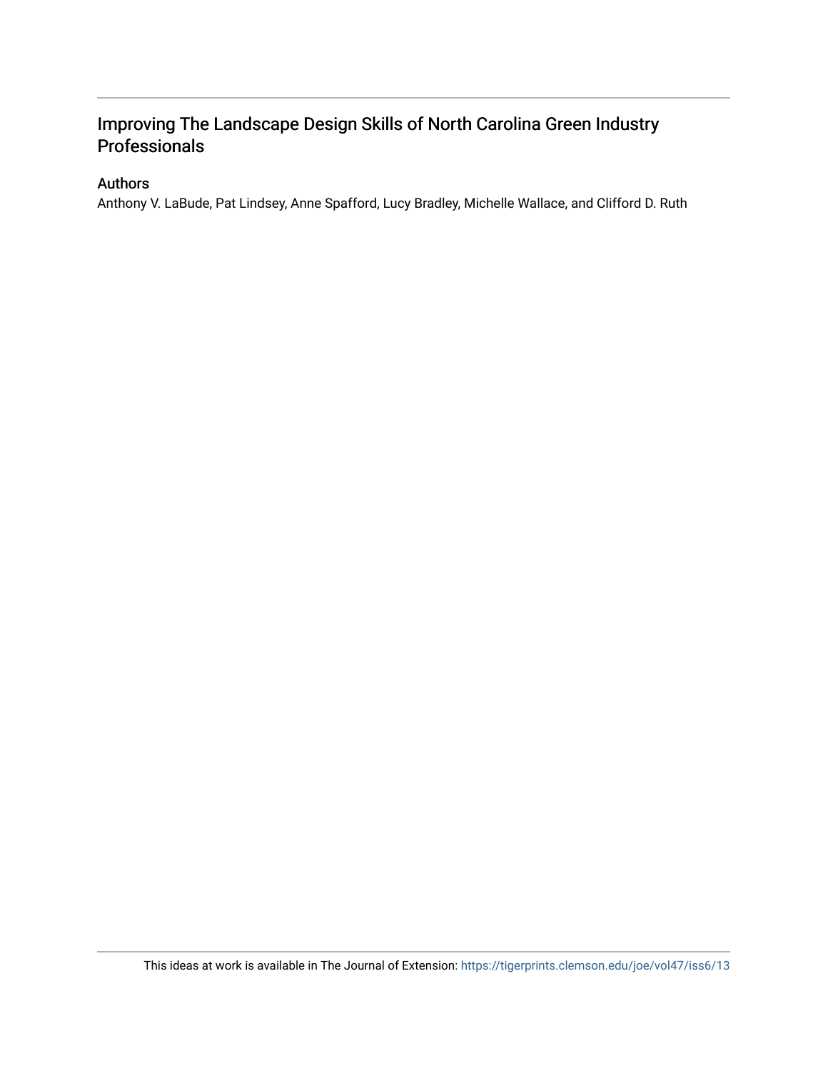# Improving The Landscape Design Skills of North Carolina Green Industry Professionals

## Authors

Anthony V. LaBude, Pat Lindsey, Anne Spafford, Lucy Bradley, Michelle Wallace, and Clifford D. Ruth

This ideas at work is available in The Journal of Extension: https://tigerprints.clemson.edu/joe/vol47/iss6/13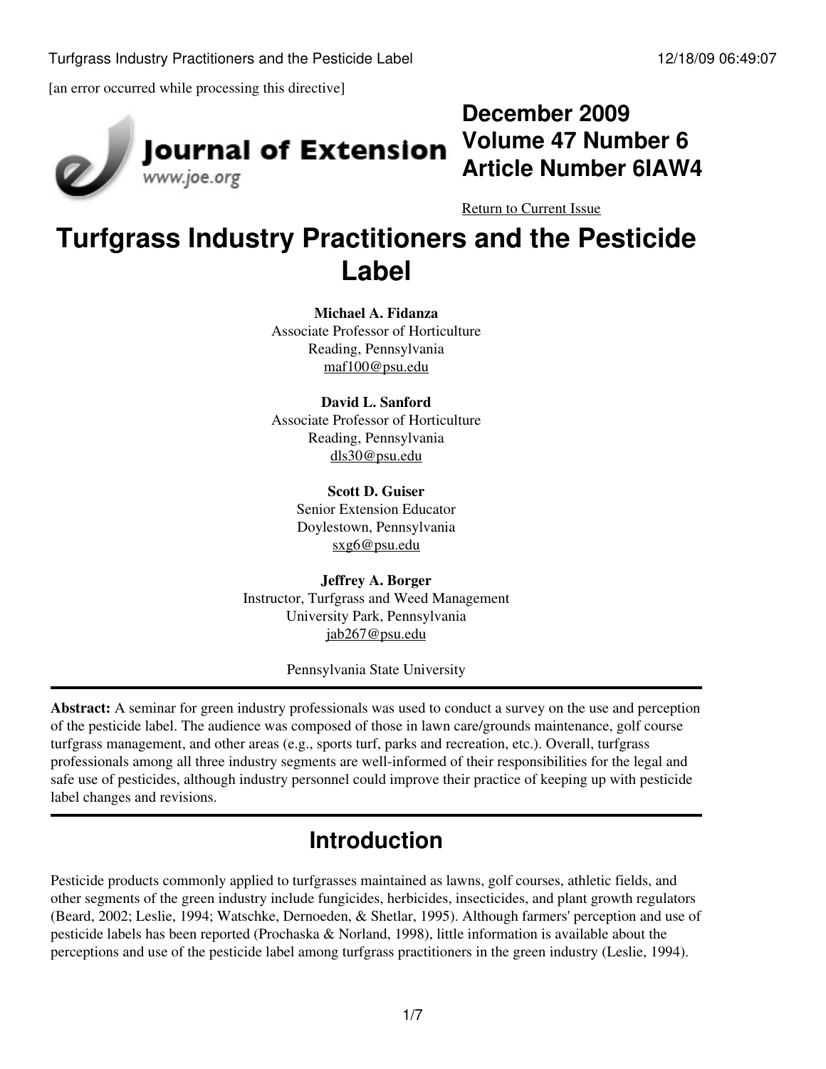[an error occurred while processing this directive]

**December 2009**
**Volume 47 Number 6**
**Article Number 6IAW4**

Return to Current Issue

# Turfgrass Industry Practitioners and the Pesticide Label

**Michael A. Fidanza**
Associate Professor of Horticulture
Reading, Pennsylvania
maf100@psu.edu

**David L. Sanford**
Associate Professor of Horticulture
Reading, Pennsylvania
dls30@psu.edu

**Scott D. Guiser**
Senior Extension Educator
Doylestown, Pennsylvania
sxg6@psu.edu

**Jeffrey A. Borger**
Instructor, Turfgrass and Weed Management
University Park, Pennsylvania
jab267@psu.edu

Pennsylvania State University

---

**Abstract:** A seminar for green industry professionals was used to conduct a survey on the use and perception of the pesticide label. The audience was composed of those in lawn care/grounds maintenance, golf course turfgrass management, and other areas (e.g., sports turf, parks and recreation, etc.). Overall, turfgrass professionals among all three industry segments are well-informed of their responsibilities for the legal and safe use of pesticides, although industry personnel could improve their practice of keeping up with pesticide label changes and revisions.

---

## Introduction

Pesticide products commonly applied to turfgrasses maintained as lawns, golf courses, athletic fields, and other segments of the green industry include fungicides, herbicides, insecticides, and plant growth regulators (Beard, 2002; Leslie, 1994; Watschke, Dernoeden, & Shetlar, 1995). Although farmers' perception and use of pesticide labels has been reported (Prochaska & Norland, 1998), little information is available about the perceptions and use of the pesticide label among turfgrass practitioners in the green industry (Leslie, 1994).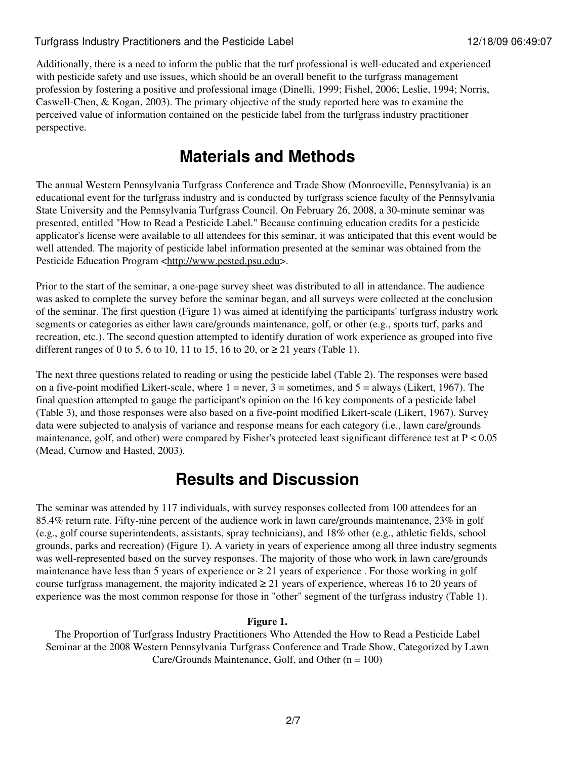Additionally, there is a need to inform the public that the turf professional is well-educated and experienced with pesticide safety and use issues, which should be an overall benefit to the turfgrass management profession by fostering a positive and professional image (Dinelli, 1999; Fishel, 2006; Leslie, 1994; Norris, Caswell-Chen, & Kogan, 2003). The primary objective of the study reported here was to examine the perceived value of information contained on the pesticide label from the turfgrass industry practitioner perspective.

# Materials and Methods

The annual Western Pennsylvania Turfgrass Conference and Trade Show (Monroeville, Pennsylvania) is an educational event for the turfgrass industry and is conducted by turfgrass science faculty of the Pennsylvania State University and the Pennsylvania Turfgrass Council. On February 26, 2008, a 30-minute seminar was presented, entitled "How to Read a Pesticide Label." Because continuing education credits for a pesticide applicator's license were available to all attendees for this seminar, it was anticipated that this event would be well attended. The majority of pesticide label information presented at the seminar was obtained from the Pesticide Education Program <http://www.pested.psu.edu>.

Prior to the start of the seminar, a one-page survey sheet was distributed to all in attendance. The audience was asked to complete the survey before the seminar began, and all surveys were collected at the conclusion of the seminar. The first question (Figure 1) was aimed at identifying the participants' turfgrass industry work segments or categories as either lawn care/grounds maintenance, golf, or other (e.g., sports turf, parks and recreation, etc.). The second question attempted to identify duration of work experience as grouped into five different ranges of 0 to 5, 6 to 10, 11 to 15, 16 to 20, or ≥ 21 years (Table 1).

The next three questions related to reading or using the pesticide label (Table 2). The responses were based on a five-point modified Likert-scale, where 1 = never, 3 = sometimes, and 5 = always (Likert, 1967). The final question attempted to gauge the participant's opinion on the 16 key components of a pesticide label (Table 3), and those responses were also based on a five-point modified Likert-scale (Likert, 1967). Survey data were subjected to analysis of variance and response means for each category (i.e., lawn care/grounds maintenance, golf, and other) were compared by Fisher's protected least significant difference test at $P < 0.05$ (Mead, Curnow and Hasted, 2003).

# Results and Discussion

The seminar was attended by 117 individuals, with survey responses collected from 100 attendees for an 85.4% return rate. Fifty-nine percent of the audience work in lawn care/grounds maintenance, 23% in golf (e.g., golf course superintendents, assistants, spray technicians), and 18% other (e.g., athletic fields, school grounds, parks and recreation) (Figure 1). A variety in years of experience among all three industry segments was well-represented based on the survey responses. The majority of those who work in lawn care/grounds maintenance have less than 5 years of experience or ≥ 21 years of experience . For those working in golf course turfgrass management, the majority indicated ≥ 21 years of experience, whereas 16 to 20 years of experience was the most common response for those in "other" segment of the turfgrass industry (Table 1).

**Figure 1.**
The Proportion of Turfgrass Industry Practitioners Who Attended the How to Read a Pesticide Label Seminar at the 2008 Western Pennsylvania Turfgrass Conference and Trade Show, Categorized by Lawn Care/Grounds Maintenance, Golf, and Other (n = 100)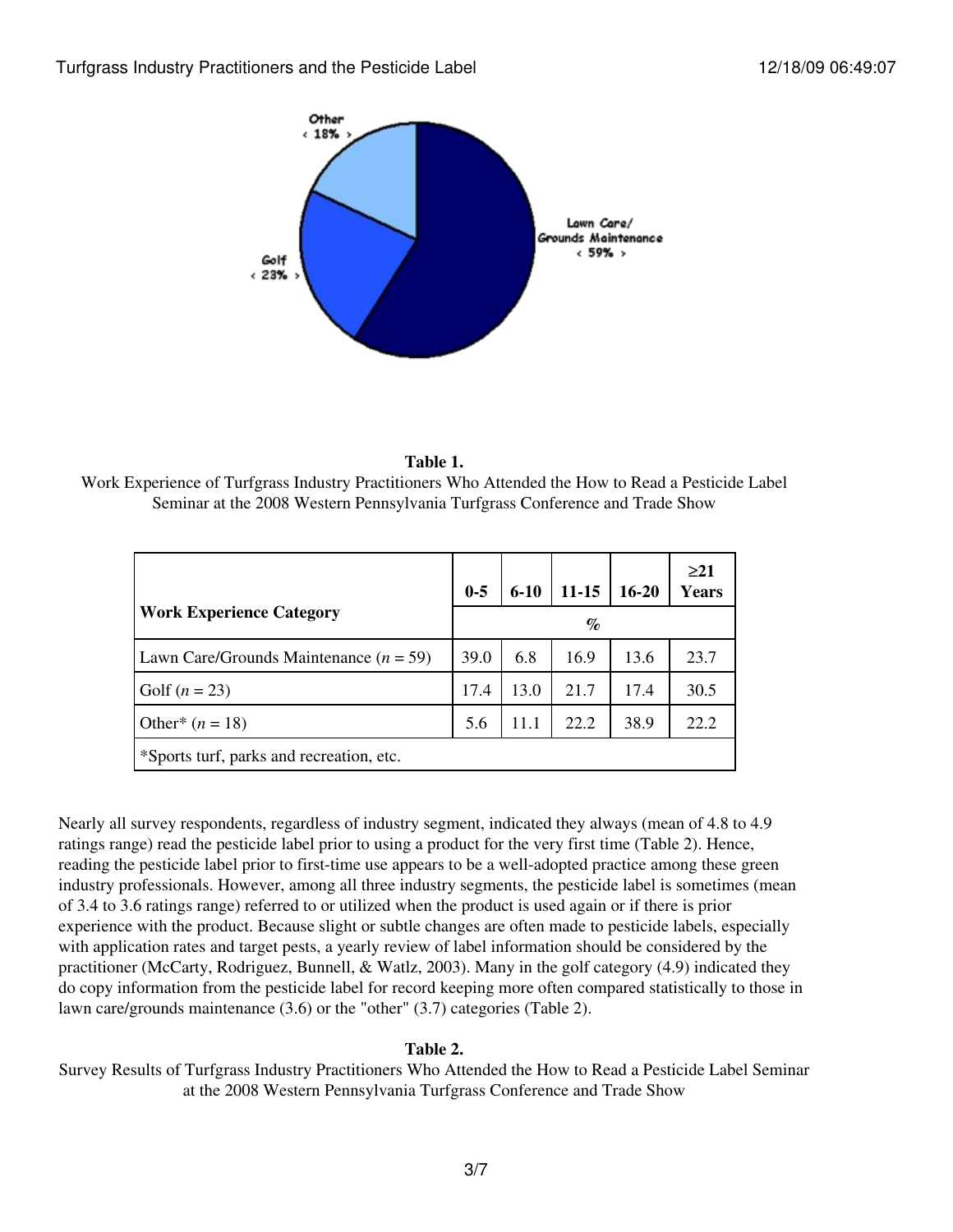**Table 1.**
Work Experience of Turfgrass Industry Practitioners Who Attended the How to Read a Pesticide Label Seminar at the 2008 Western Pennsylvania Turfgrass Conference and Trade Show

| Work Experience Category | 0-5 | 6-10 | 11-15 | 16-20 | ≥21 Years |
|---|---|---|---|---|---|
| | % | | | | |
| Lawn Care/Grounds Maintenance (*n* = 59) | 39.0 | 6.8 | 16.9 | 13.6 | 23.7 |
| Golf (*n* = 23) | 17.4 | 13.0 | 21.7 | 17.4 | 30.5 |
| Other* (*n* = 18) | 5.6 | 11.1 | 22.2 | 38.9 | 22.2 |
| *Sports turf, parks and recreation, etc. | | | | | |

Nearly all survey respondents, regardless of industry segment, indicated they always (mean of 4.8 to 4.9 ratings range) read the pesticide label prior to using a product for the very first time (Table 2). Hence, reading the pesticide label prior to first-time use appears to be a well-adopted practice among these green industry professionals. However, among all three industry segments, the pesticide label is sometimes (mean of 3.4 to 3.6 ratings range) referred to or utilized when the product is used again or if there is prior experience with the product. Because slight or subtle changes are often made to pesticide labels, especially with application rates and target pests, a yearly review of label information should be considered by the practitioner (McCarty, Rodriguez, Bunnell, & Watlz, 2003). Many in the golf category (4.9) indicated they do copy information from the pesticide label for record keeping more often compared statistically to those in lawn care/grounds maintenance (3.6) or the "other" (3.7) categories (Table 2).

**Table 2.**
Survey Results of Turfgrass Industry Practitioners Who Attended the How to Read a Pesticide Label Seminar at the 2008 Western Pennsylvania Turfgrass Conference and Trade Show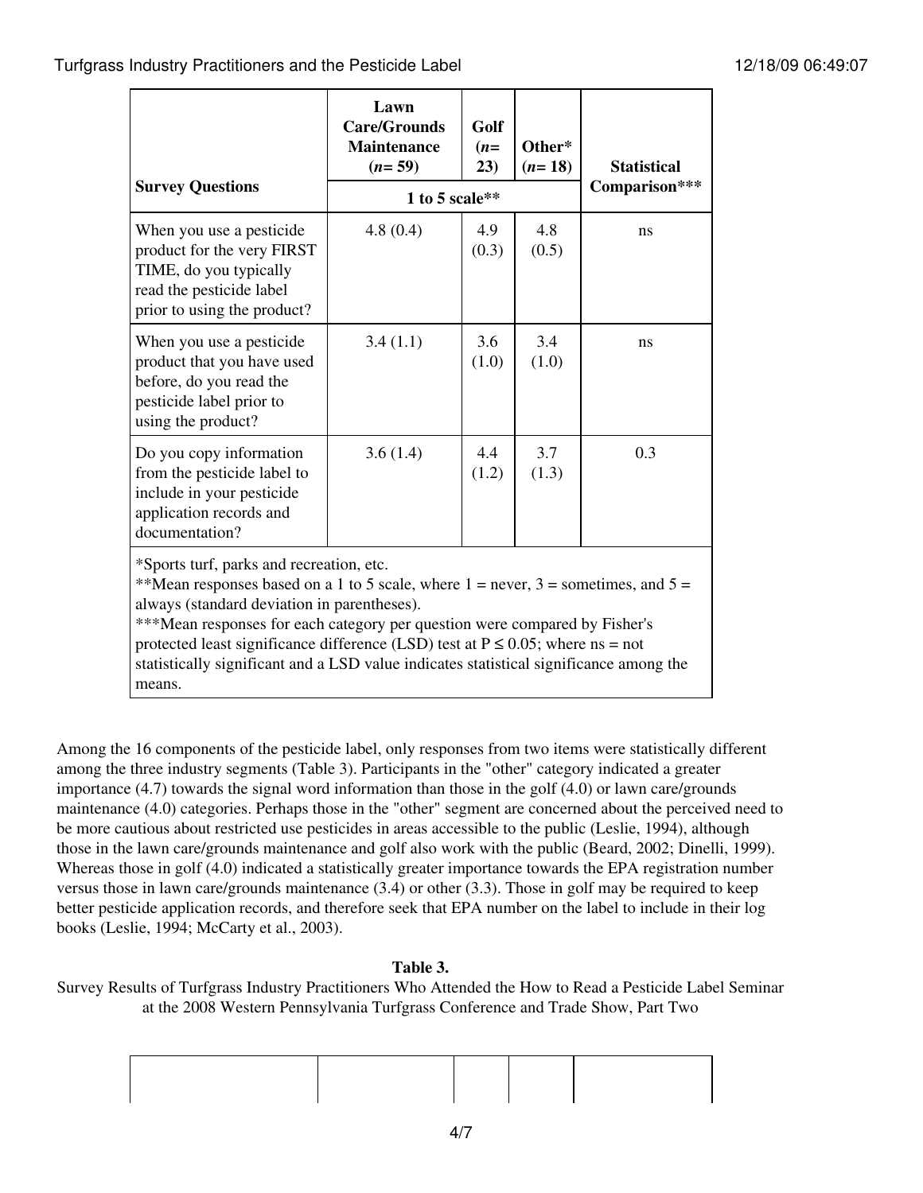| Survey Questions | Lawn Care/Grounds Maintenance (*n*= 59) | Golf (*n*= 23) | Other* (*n*= 18) | Statistical Comparison*** |
|---|---|---|---|---|
| | 1 to 5 scale** | | | |
| When you use a pesticide product for the very FIRST TIME, do you typically read the pesticide label prior to using the product? | 4.8 (0.4) | 4.9 (0.3) | 4.8 (0.5) | ns |
| When you use a pesticide product that you have used before, do you read the pesticide label prior to using the product? | 3.4 (1.1) | 3.6 (1.0) | 3.4 (1.0) | ns |
| Do you copy information from the pesticide label to include in your pesticide application records and documentation? | 3.6 (1.4) | 4.4 (1.2) | 3.7 (1.3) | 0.3 |

*Sports turf, parks and recreation, etc.
**Mean responses based on a 1 to 5 scale, where 1 = never, 3 = sometimes, and 5 = always (standard deviation in parentheses).
***Mean responses for each category per question were compared by Fisher's protected least significance difference (LSD) test at $P \leq 0.05$; where ns = not statistically significant and a LSD value indicates statistical significance among the means.

Among the 16 components of the pesticide label, only responses from two items were statistically different among the three industry segments (Table 3). Participants in the "other" category indicated a greater importance (4.7) towards the signal word information than those in the golf (4.0) or lawn care/grounds maintenance (4.0) categories. Perhaps those in the "other" segment are concerned about the perceived need to be more cautious about restricted use pesticides in areas accessible to the public (Leslie, 1994), although those in the lawn care/grounds maintenance and golf also work with the public (Beard, 2002; Dinelli, 1999). Whereas those in golf (4.0) indicated a statistically greater importance towards the EPA registration number versus those in lawn care/grounds maintenance (3.4) or other (3.3). Those in golf may be required to keep better pesticide application records, and therefore seek that EPA number on the label to include in their log books (Leslie, 1994; McCarty et al., 2003).

**Table 3.**
Survey Results of Turfgrass Industry Practitioners Who Attended the How to Read a Pesticide Label Seminar at the 2008 Western Pennsylvania Turfgrass Conference and Trade Show, Part Two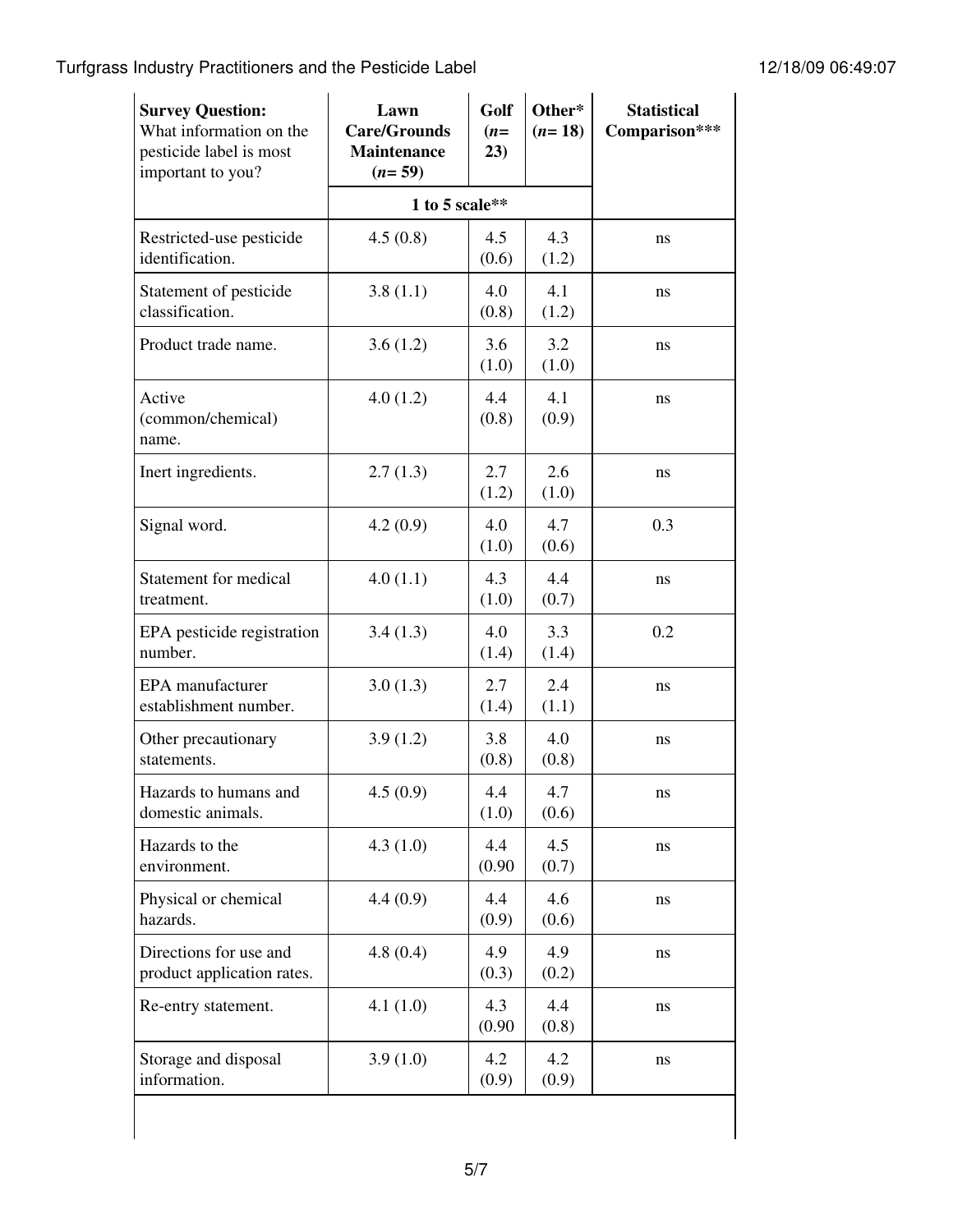| **Survey Question:** What information on the pesticide label is most important to you? | **Lawn Care/Grounds Maintenance (*n*= 59)** | **Golf (*n*= 23)** | **Other* (*n*= 18)** | **Statistical Comparison*** ** |
|---|---|---|---|---|
| | **1 to 5 scale**** | | | |
| Restricted-use pesticide identification. | 4.5 (0.8) | 4.5 (0.6) | 4.3 (1.2) | ns |
| Statement of pesticide classification. | 3.8 (1.1) | 4.0 (0.8) | 4.1 (1.2) | ns |
| Product trade name. | 3.6 (1.2) | 3.6 (1.0) | 3.2 (1.0) | ns |
| Active (common/chemical) name. | 4.0 (1.2) | 4.4 (0.8) | 4.1 (0.9) | ns |
| Inert ingredients. | 2.7 (1.3) | 2.7 (1.2) | 2.6 (1.0) | ns |
| Signal word. | 4.2 (0.9) | 4.0 (1.0) | 4.7 (0.6) | 0.3 |
| Statement for medical treatment. | 4.0 (1.1) | 4.3 (1.0) | 4.4 (0.7) | ns |
| EPA pesticide registration number. | 3.4 (1.3) | 4.0 (1.4) | 3.3 (1.4) | 0.2 |
| EPA manufacturer establishment number. | 3.0 (1.3) | 2.7 (1.4) | 2.4 (1.1) | ns |
| Other precautionary statements. | 3.9 (1.2) | 3.8 (0.8) | 4.0 (0.8) | ns |
| Hazards to humans and domestic animals. | 4.5 (0.9) | 4.4 (1.0) | 4.7 (0.6) | ns |
| Hazards to the environment. | 4.3 (1.0) | 4.4 (0.90 | 4.5 (0.7) | ns |
| Physical or chemical hazards. | 4.4 (0.9) | 4.4 (0.9) | 4.6 (0.6) | ns |
| Directions for use and product application rates. | 4.8 (0.4) | 4.9 (0.3) | 4.9 (0.2) | ns |
| Re-entry statement. | 4.1 (1.0) | 4.3 (0.90 | 4.4 (0.8) | ns |
| Storage and disposal information. | 3.9 (1.0) | 4.2 (0.9) | 4.2 (0.9) | ns |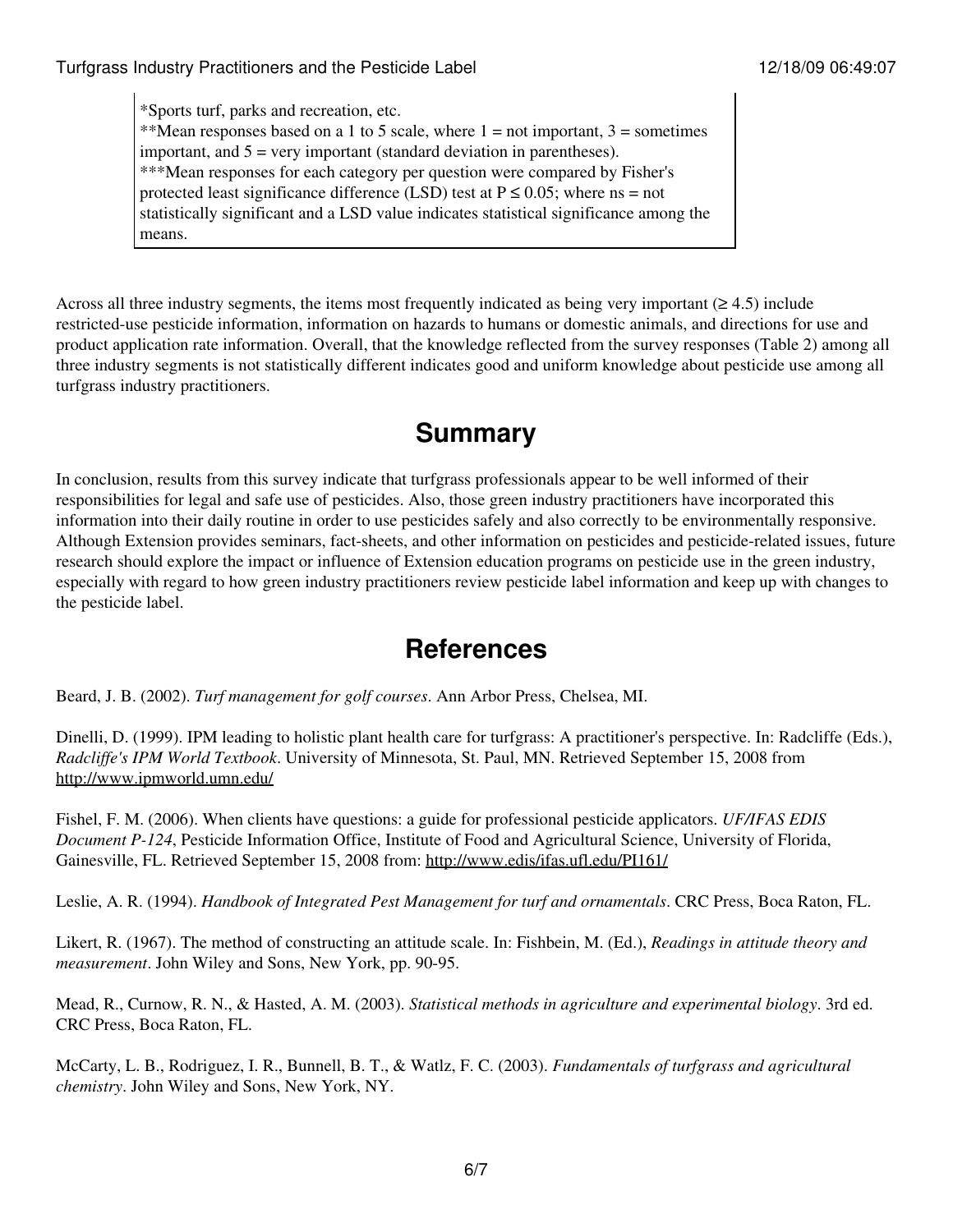\*Sports turf, parks and recreation, etc.
\*\*Mean responses based on a 1 to 5 scale, where 1 = not important, 3 = sometimes important, and 5 = very important (standard deviation in parentheses).
\*\*\*Mean responses for each category per question were compared by Fisher's protected least significance difference (LSD) test at $P \leq 0.05$; where ns = not statistically significant and a LSD value indicates statistical significance among the means.

Across all three industry segments, the items most frequently indicated as being very important ($\geq 4.5$) include restricted-use pesticide information, information on hazards to humans or domestic animals, and directions for use and product application rate information. Overall, that the knowledge reflected from the survey responses (Table 2) among all three industry segments is not statistically different indicates good and uniform knowledge about pesticide use among all turfgrass industry practitioners.

## Summary

In conclusion, results from this survey indicate that turfgrass professionals appear to be well informed of their responsibilities for legal and safe use of pesticides. Also, those green industry practitioners have incorporated this information into their daily routine in order to use pesticides safely and also correctly to be environmentally responsive. Although Extension provides seminars, fact-sheets, and other information on pesticides and pesticide-related issues, future research should explore the impact or influence of Extension education programs on pesticide use in the green industry, especially with regard to how green industry practitioners review pesticide label information and keep up with changes to the pesticide label.

## References

Beard, J. B. (2002). *Turf management for golf courses*. Ann Arbor Press, Chelsea, MI.

Dinelli, D. (1999). IPM leading to holistic plant health care for turfgrass: A practitioner's perspective. In: Radcliffe (Eds.), *Radcliffe's IPM World Textbook*. University of Minnesota, St. Paul, MN. Retrieved September 15, 2008 from http://www.ipmworld.umn.edu/

Fishel, F. M. (2006). When clients have questions: a guide for professional pesticide applicators. *UF/IFAS EDIS Document P-124*, Pesticide Information Office, Institute of Food and Agricultural Science, University of Florida, Gainesville, FL. Retrieved September 15, 2008 from: http://www.edis/ifas.ufl.edu/PI161/

Leslie, A. R. (1994). *Handbook of Integrated Pest Management for turf and ornamentals*. CRC Press, Boca Raton, FL.

Likert, R. (1967). The method of constructing an attitude scale. In: Fishbein, M. (Ed.), *Readings in attitude theory and measurement*. John Wiley and Sons, New York, pp. 90-95.

Mead, R., Curnow, R. N., & Hasted, A. M. (2003). *Statistical methods in agriculture and experimental biology*. 3rd ed. CRC Press, Boca Raton, FL.

McCarty, L. B., Rodriguez, I. R., Bunnell, B. T., & Watlz, F. C. (2003). *Fundamentals of turfgrass and agricultural chemistry*. John Wiley and Sons, New York, NY.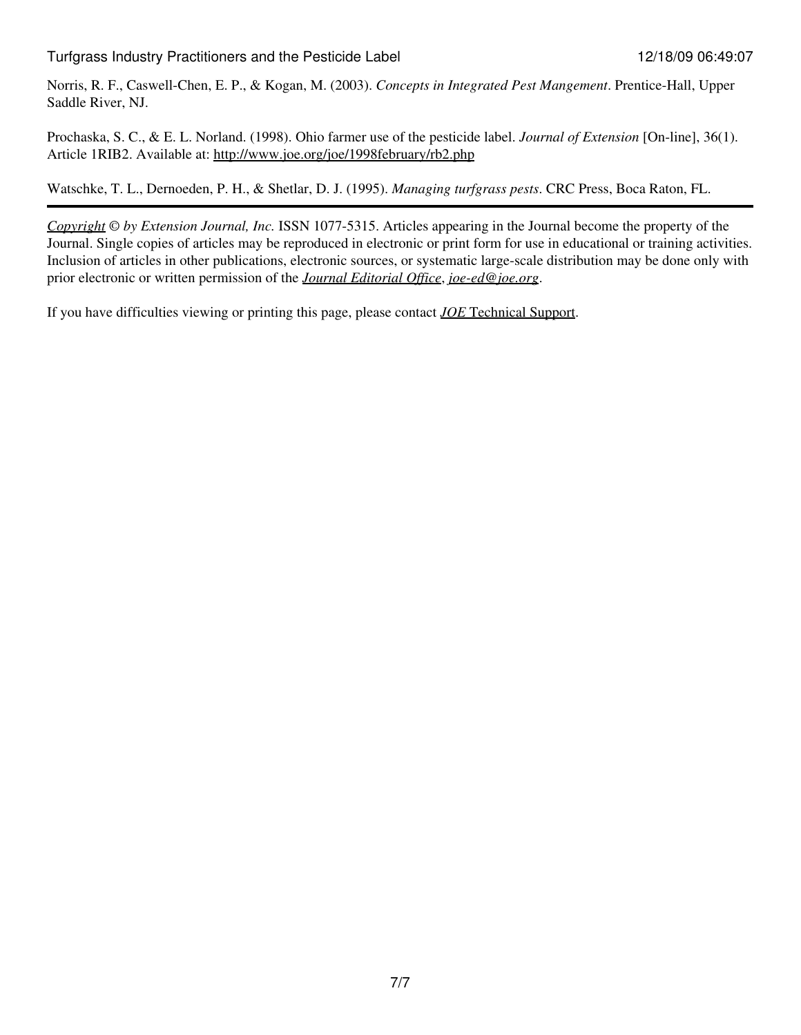Norris, R. F., Caswell-Chen, E. P., & Kogan, M. (2003). *Concepts in Integrated Pest Mangement*. Prentice-Hall, Upper Saddle River, NJ.

Prochaska, S. C., & E. L. Norland. (1998). Ohio farmer use of the pesticide label. *Journal of Extension* [On-line], 36(1). Article 1RIB2. Available at: http://www.joe.org/joe/1998february/rb2.php

Watschke, T. L., Dernoeden, P. H., & Shetlar, D. J. (1995). *Managing turfgrass pests*. CRC Press, Boca Raton, FL.

---

*Copyright © by Extension Journal, Inc.* ISSN 1077-5315. Articles appearing in the Journal become the property of the Journal. Single copies of articles may be reproduced in electronic or print form for use in educational or training activities. Inclusion of articles in other publications, electronic sources, or systematic large-scale distribution may be done only with prior electronic or written permission of the *Journal Editorial Office*, *joe-ed@joe.org*.

If you have difficulties viewing or printing this page, please contact *JOE* Technical Support.